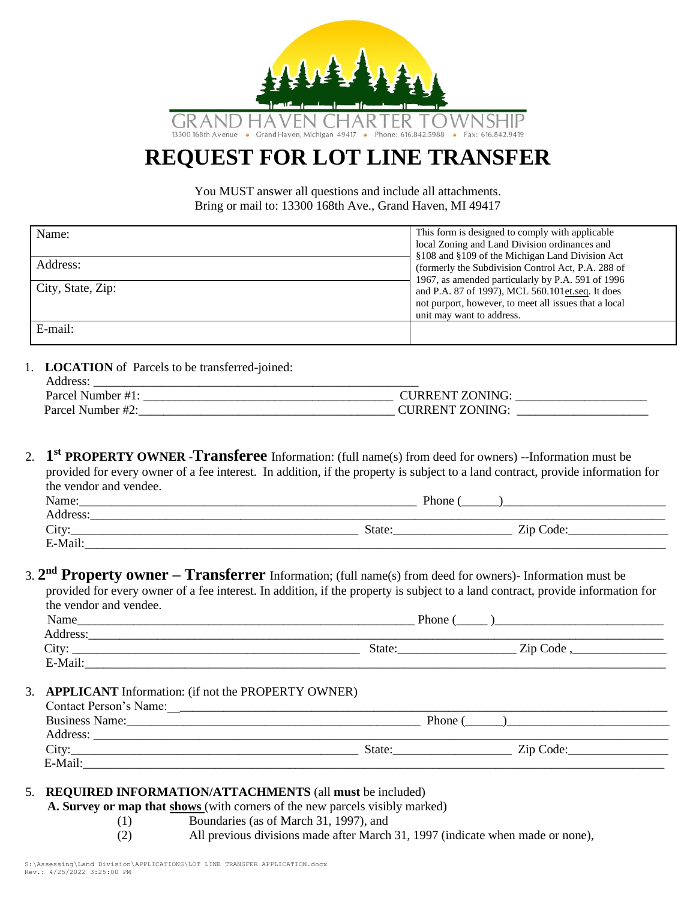GRAND HAVEN CHARTER TOWNSHIP
13300 168th Avenue • Grand Haven, Michigan 49417 • Phone: 616.842.5988 • Fax: 616.842.9419

# REQUEST FOR LOT LINE TRANSFER

You MUST answer all questions and include all attachments.
Bring or mail to: 13300 168th Ave., Grand Haven, MI 49417

| | |
|---|---|
| Name: | This form is designed to comply with applicable local Zoning and Land Division ordinances and §108 and §109 of the Michigan Land Division Act (formerly the Subdivision Control Act, P.A. 288 of 1967, as amended particularly by P.A. 591 of 1996 and P.A. 87 of 1997), MCL 560.101et.seq. It does not purport, however, to meet all issues that a local unit may want to address. |
| Address: | |
| City, State, Zip: | |
| E-mail: | |

1. **LOCATION** of Parcels to be transferred-joined:
   Address: ______________________________________________
   Parcel Number #1: ________________________________ CURRENT ZONING: __________________
   Parcel Number #2: ________________________________ CURRENT ZONING: __________________

2. **1st PROPERTY OWNER -Transferee** Information: (full name(s) from deed for owners) --Information must be provided for every owner of a fee interest. In addition, if the property is subject to a land contract, provide information for the vendor and vendee.
   Name: ____________________________________________ Phone (______)______________________
   Address: __________________________________________________________________________
   City: ______________________________________ State: ________________ Zip Code: ______________
   E-Mail: ___________________________________________________________________________

3. **2nd Property owner – Transferrer** Information; (full name(s) from deed for owners)- Information must be provided for every owner of a fee interest. In addition, if the property is subject to a land contract, provide information for the vendor and vendee.
   Name ____________________________________________ Phone (_____ )______________________
   Address: __________________________________________________________________________
   City: ______________________________________ State: ________________ Zip Code ,______________
   E-Mail: ___________________________________________________________________________

3. **APPLICANT** Information: (if not the PROPERTY OWNER)
   Contact Person's Name: _____________________________________________________________
   Business Name: ____________________________________ Phone (______)______________________
   Address: __________________________________________________________________________
   City: ______________________________________ State: ________________ Zip Code: ______________
   E-Mail: ___________________________________________________________________________

5. **REQUIRED INFORMATION/ATTACHMENTS** (all **must** be included)
   **A. Survey or map that shows** (with corners of the new parcels visibly marked)
      (1) Boundaries (as of March 31, 1997), and
      (2) All previous divisions made after March 31, 1997 (indicate when made or none),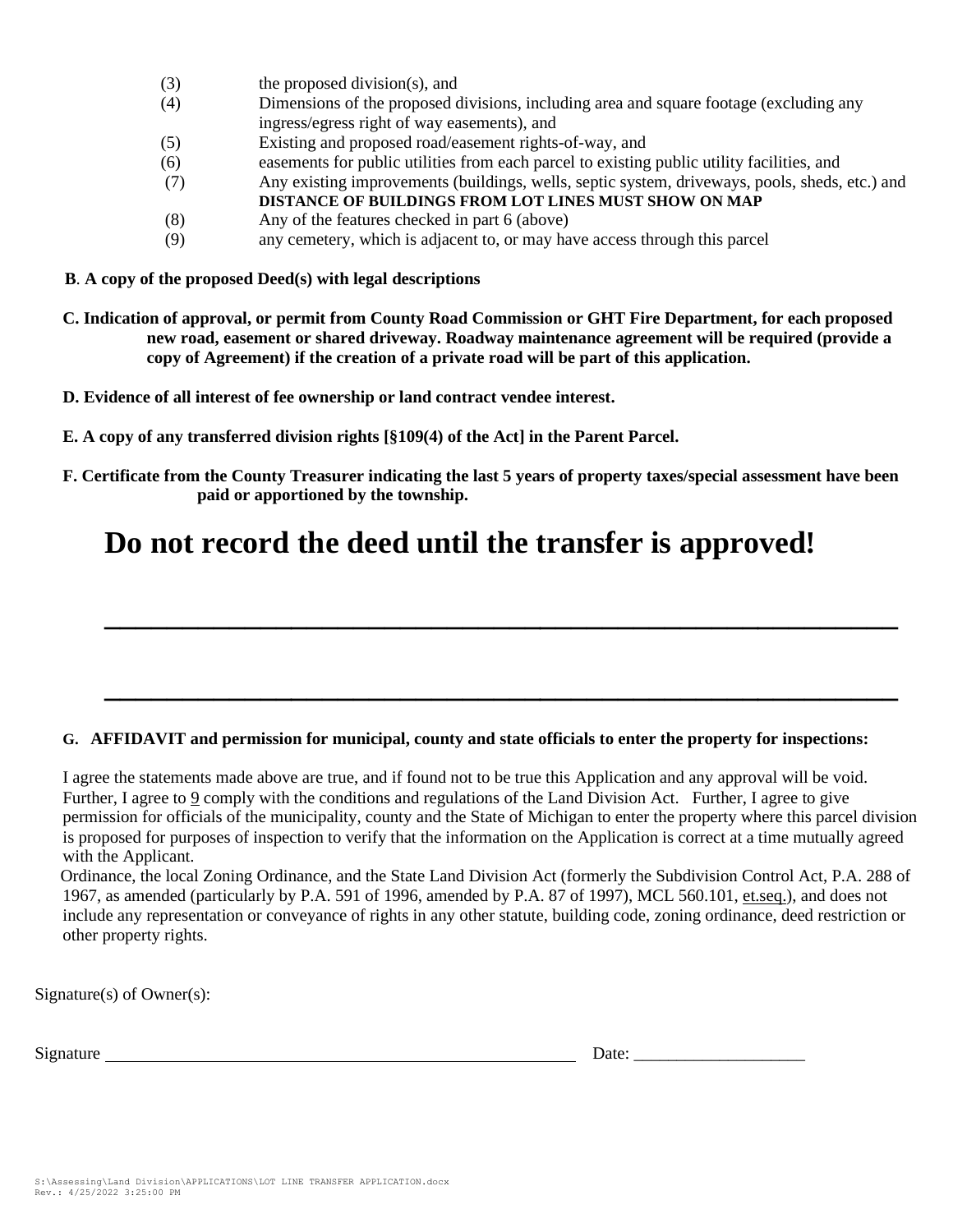(3) the proposed division(s), and

(4) Dimensions of the proposed divisions, including area and square footage (excluding any ingress/egress right of way easements), and

(5) Existing and proposed road/easement rights-of-way, and

(6) easements for public utilities from each parcel to existing public utility facilities, and

(7) Any existing improvements (buildings, wells, septic system, driveways, pools, sheds, etc.) and **DISTANCE OF BUILDINGS FROM LOT LINES MUST SHOW ON MAP**

(8) Any of the features checked in part 6 (above)

(9) any cemetery, which is adjacent to, or may have access through this parcel

**B. A copy of the proposed Deed(s) with legal descriptions**

**C. Indication of approval, or permit from County Road Commission or GHT Fire Department, for each proposed new road, easement or shared driveway. Roadway maintenance agreement will be required (provide a copy of Agreement) if the creation of a private road will be part of this application.**

**D. Evidence of all interest of fee ownership or land contract vendee interest.**

**E. A copy of any transferred division rights [§109(4) of the Act] in the Parent Parcel.**

**F. Certificate from the County Treasurer indicating the last 5 years of property taxes/special assessment have been paid or apportioned by the township.**

# Do not record the deed until the transfer is approved!

___________________________________________________________

___________________________________________________________

**G. AFFIDAVIT and permission for municipal, county and state officials to enter the property for inspections:**

I agree the statements made above are true, and if found not to be true this Application and any approval will be void. Further, I agree to 9 comply with the conditions and regulations of the Land Division Act. Further, I agree to give permission for officials of the municipality, county and the State of Michigan to enter the property where this parcel division is proposed for purposes of inspection to verify that the information on the Application is correct at a time mutually agreed with the Applicant.

Ordinance, the local Zoning Ordinance, and the State Land Division Act (formerly the Subdivision Control Act, P.A. 288 of 1967, as amended (particularly by P.A. 591 of 1996, amended by P.A. 87 of 1997), MCL 560.101, et.seq.), and does not include any representation or conveyance of rights in any other statute, building code, zoning ordinance, deed restriction or other property rights.

Signature(s) of Owner(s):

Signature ___________________________________________ Date: ____________________

S:\Assessing\Land Division\APPLICATIONS\LOT LINE TRANSFER APPLICATION.docx
Rev.: 4/25/2022 3:25:00 PM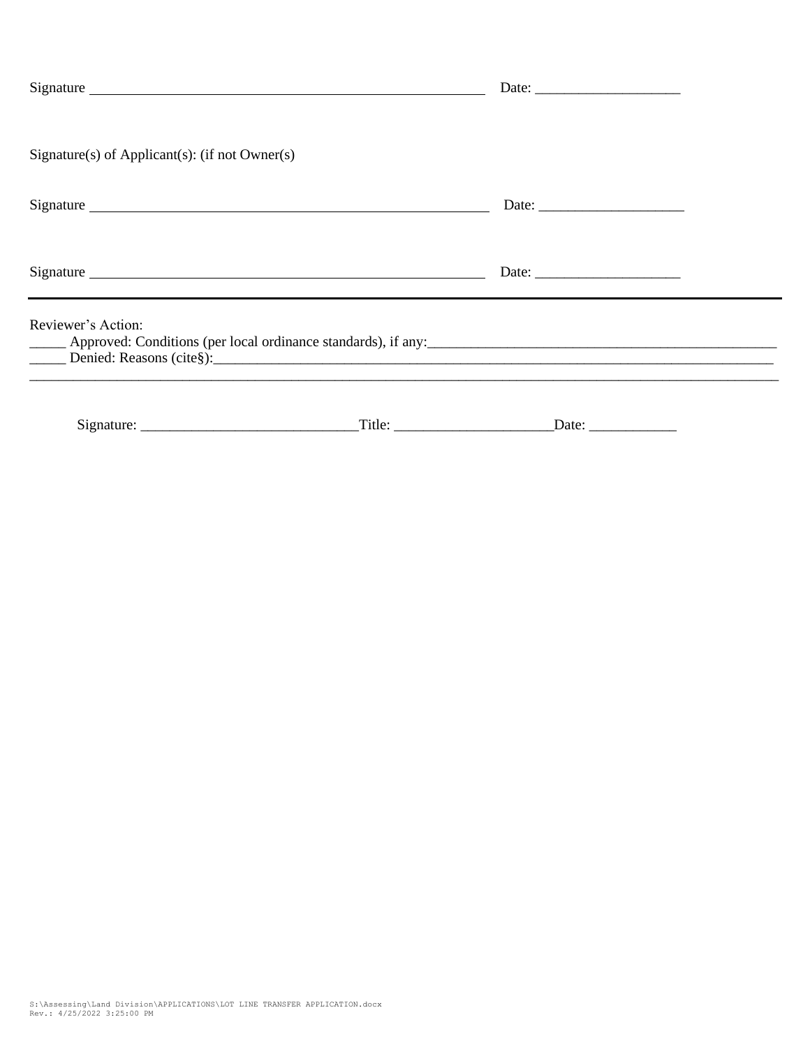Signature ______________________________________________________ Date: ____________________

Signature(s) of Applicant(s): (if not Owner(s)

Signature ______________________________________________________ Date: ____________________

Signature ______________________________________________________ Date: ____________________

---

Reviewer's Action:
_____ Approved: Conditions (per local ordinance standards), if any:_________________________________________________
_____ Denied: Reasons (cite§):_____________________________________________________________________________
_______________________________________________________________________________________________________

Signature: _____________________________Title: _____________________Date: ____________

S:\Assessing\Land Division\APPLICATIONS\LOT LINE TRANSFER APPLICATION.docx
Rev.: 4/25/2022 3:25:00 PM